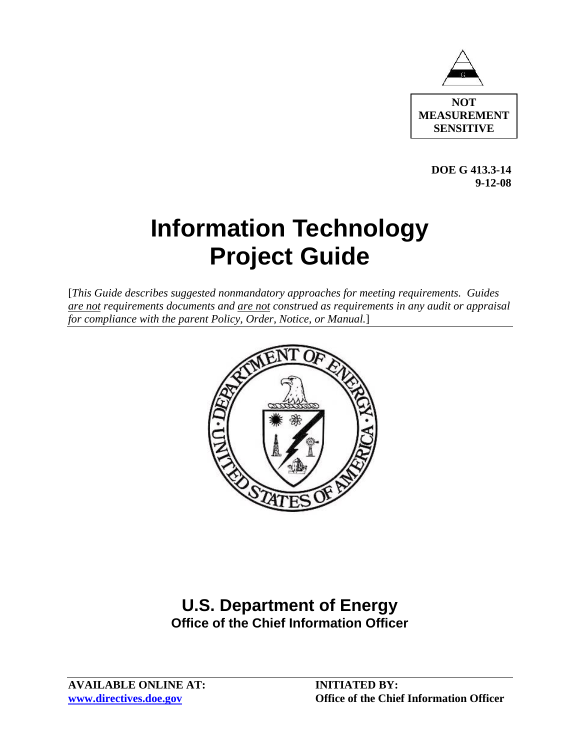**NOT MEASUREMENT SENSITIVE**

**DOE G 413.3-14**
**9-12-08**

# Information Technology Project Guide

[*This Guide describes suggested nonmandatory approaches for meeting requirements. Guides are not requirements documents and are not construed as requirements in any audit or appraisal for compliance with the parent Policy, Order, Notice, or Manual.*]

## U.S. Department of Energy
### Office of the Chief Information Officer

**AVAILABLE ONLINE AT:**
**www.directives.doe.gov**

**INITIATED BY:**
**Office of the Chief Information Officer**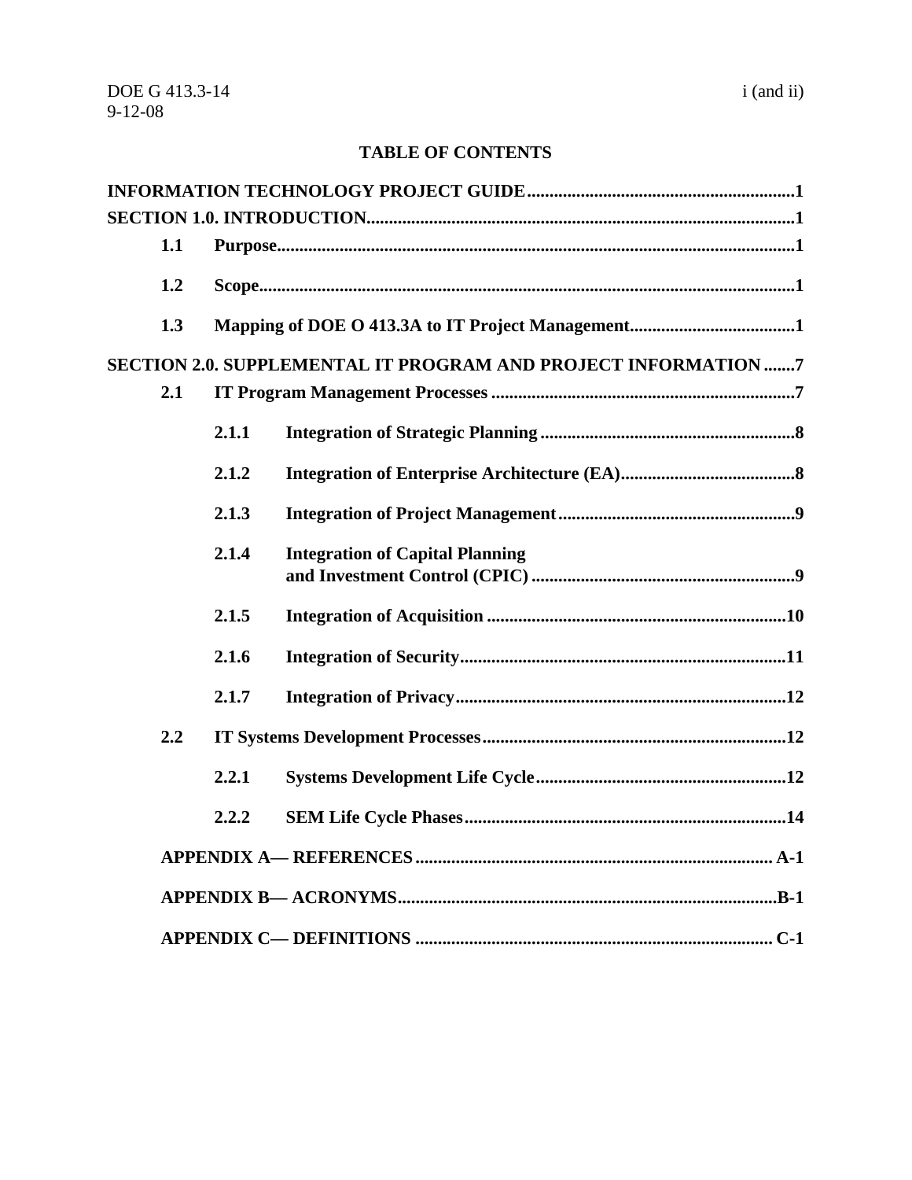## TABLE OF CONTENTS

**INFORMATION TECHNOLOGY PROJECT GUIDE** ........................................................... 1

**SECTION 1.0. INTRODUCTION** ........................................................... 1

- **1.1 Purpose** ........................................................... 1
- **1.2 Scope** ........................................................... 1
- **1.3 Mapping of DOE O 413.3A to IT Project Management** ........................................................... 1

**SECTION 2.0. SUPPLEMENTAL IT PROGRAM AND PROJECT INFORMATION** ....... 7

- **2.1 IT Program Management Processes** ........................................................... 7
  - **2.1.1 Integration of Strategic Planning** ........................................................... 8
  - **2.1.2 Integration of Enterprise Architecture (EA)** ........................................................... 8
  - **2.1.3 Integration of Project Management** ........................................................... 9
  - **2.1.4 Integration of Capital Planning and Investment Control (CPIC)** ........................................................... 9
  - **2.1.5 Integration of Acquisition** ........................................................... 10
  - **2.1.6 Integration of Security** ........................................................... 11
  - **2.1.7 Integration of Privacy** ........................................................... 12
- **2.2 IT Systems Development Processes** ........................................................... 12
  - **2.2.1 Systems Development Life Cycle** ........................................................... 12
  - **2.2.2 SEM Life Cycle Phases** ........................................................... 14

**APPENDIX A— REFERENCES** ........................................................... A-1

**APPENDIX B— ACRONYMS** ........................................................... B-1

**APPENDIX C— DEFINITIONS** ........................................................... C-1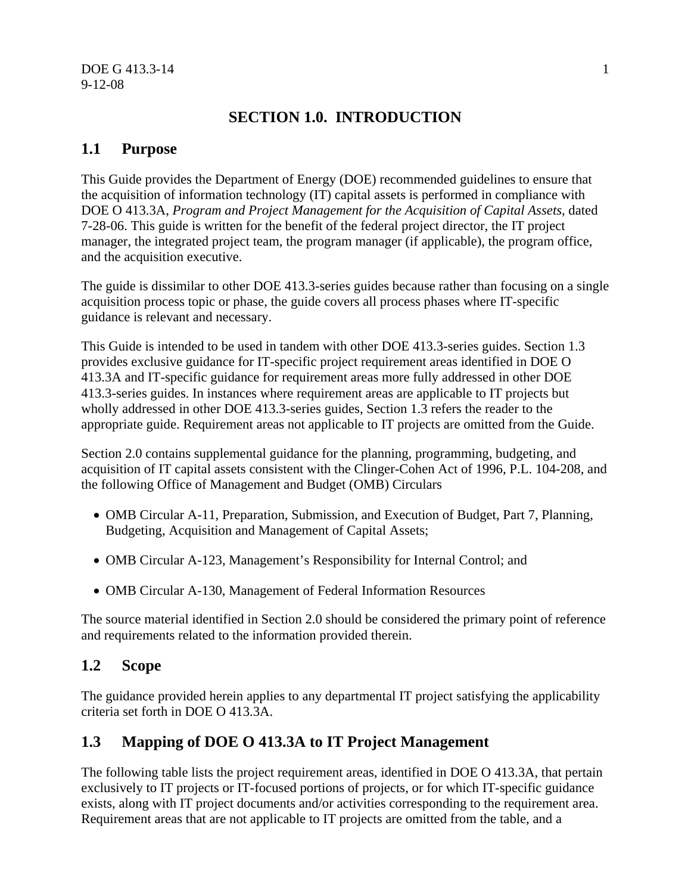# SECTION 1.0. INTRODUCTION

## 1.1 Purpose

This Guide provides the Department of Energy (DOE) recommended guidelines to ensure that the acquisition of information technology (IT) capital assets is performed in compliance with DOE O 413.3A, *Program and Project Management for the Acquisition of Capital Assets*, dated 7-28-06. This guide is written for the benefit of the federal project director, the IT project manager, the integrated project team, the program manager (if applicable), the program office, and the acquisition executive.

The guide is dissimilar to other DOE 413.3-series guides because rather than focusing on a single acquisition process topic or phase, the guide covers all process phases where IT-specific guidance is relevant and necessary.

This Guide is intended to be used in tandem with other DOE 413.3-series guides. Section 1.3 provides exclusive guidance for IT-specific project requirement areas identified in DOE O 413.3A and IT-specific guidance for requirement areas more fully addressed in other DOE 413.3-series guides. In instances where requirement areas are applicable to IT projects but wholly addressed in other DOE 413.3-series guides, Section 1.3 refers the reader to the appropriate guide. Requirement areas not applicable to IT projects are omitted from the Guide.

Section 2.0 contains supplemental guidance for the planning, programming, budgeting, and acquisition of IT capital assets consistent with the Clinger-Cohen Act of 1996, P.L. 104-208, and the following Office of Management and Budget (OMB) Circulars

- OMB Circular A-11, Preparation, Submission, and Execution of Budget, Part 7, Planning, Budgeting, Acquisition and Management of Capital Assets;
- OMB Circular A-123, Management's Responsibility for Internal Control; and
- OMB Circular A-130, Management of Federal Information Resources

The source material identified in Section 2.0 should be considered the primary point of reference and requirements related to the information provided therein.

## 1.2 Scope

The guidance provided herein applies to any departmental IT project satisfying the applicability criteria set forth in DOE O 413.3A.

## 1.3 Mapping of DOE O 413.3A to IT Project Management

The following table lists the project requirement areas, identified in DOE O 413.3A, that pertain exclusively to IT projects or IT-focused portions of projects, or for which IT-specific guidance exists, along with IT project documents and/or activities corresponding to the requirement area. Requirement areas that are not applicable to IT projects are omitted from the table, and a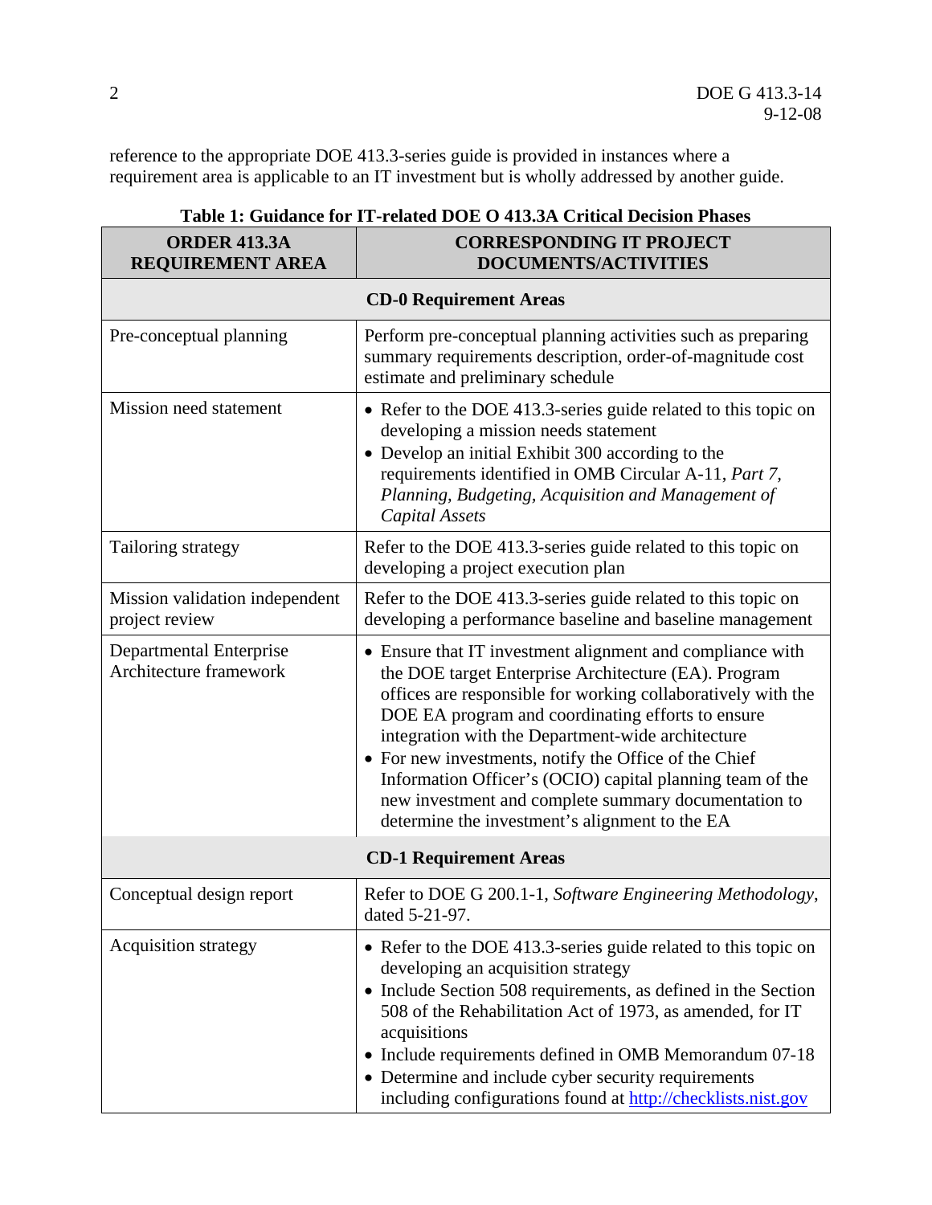reference to the appropriate DOE 413.3-series guide is provided in instances where a requirement area is applicable to an IT investment but is wholly addressed by another guide.

**Table 1: Guidance for IT-related DOE O 413.3A Critical Decision Phases**

| ORDER 413.3A REQUIREMENT AREA | CORRESPONDING IT PROJECT DOCUMENTS/ACTIVITIES |
|---|---|
| **CD-0 Requirement Areas** | |
| Pre-conceptual planning | Perform pre-conceptual planning activities such as preparing summary requirements description, order-of-magnitude cost estimate and preliminary schedule |
| Mission need statement | • Refer to the DOE 413.3-series guide related to this topic on developing a mission needs statement<br>• Develop an initial Exhibit 300 according to the requirements identified in OMB Circular A-11, *Part 7, Planning, Budgeting, Acquisition and Management of Capital Assets* |
| Tailoring strategy | Refer to the DOE 413.3-series guide related to this topic on developing a project execution plan |
| Mission validation independent project review | Refer to the DOE 413.3-series guide related to this topic on developing a performance baseline and baseline management |
| Departmental Enterprise Architecture framework | • Ensure that IT investment alignment and compliance with the DOE target Enterprise Architecture (EA). Program offices are responsible for working collaboratively with the DOE EA program and coordinating efforts to ensure integration with the Department-wide architecture<br>• For new investments, notify the Office of the Chief Information Officer's (OCIO) capital planning team of the new investment and complete summary documentation to determine the investment's alignment to the EA |
| **CD-1 Requirement Areas** | |
| Conceptual design report | Refer to DOE G 200.1-1, *Software Engineering Methodology*, dated 5-21-97. |
| Acquisition strategy | • Refer to the DOE 413.3-series guide related to this topic on developing an acquisition strategy<br>• Include Section 508 requirements, as defined in the Section 508 of the Rehabilitation Act of 1973, as amended, for IT acquisitions<br>• Include requirements defined in OMB Memorandum 07-18<br>• Determine and include cyber security requirements including configurations found at http://checklists.nist.gov |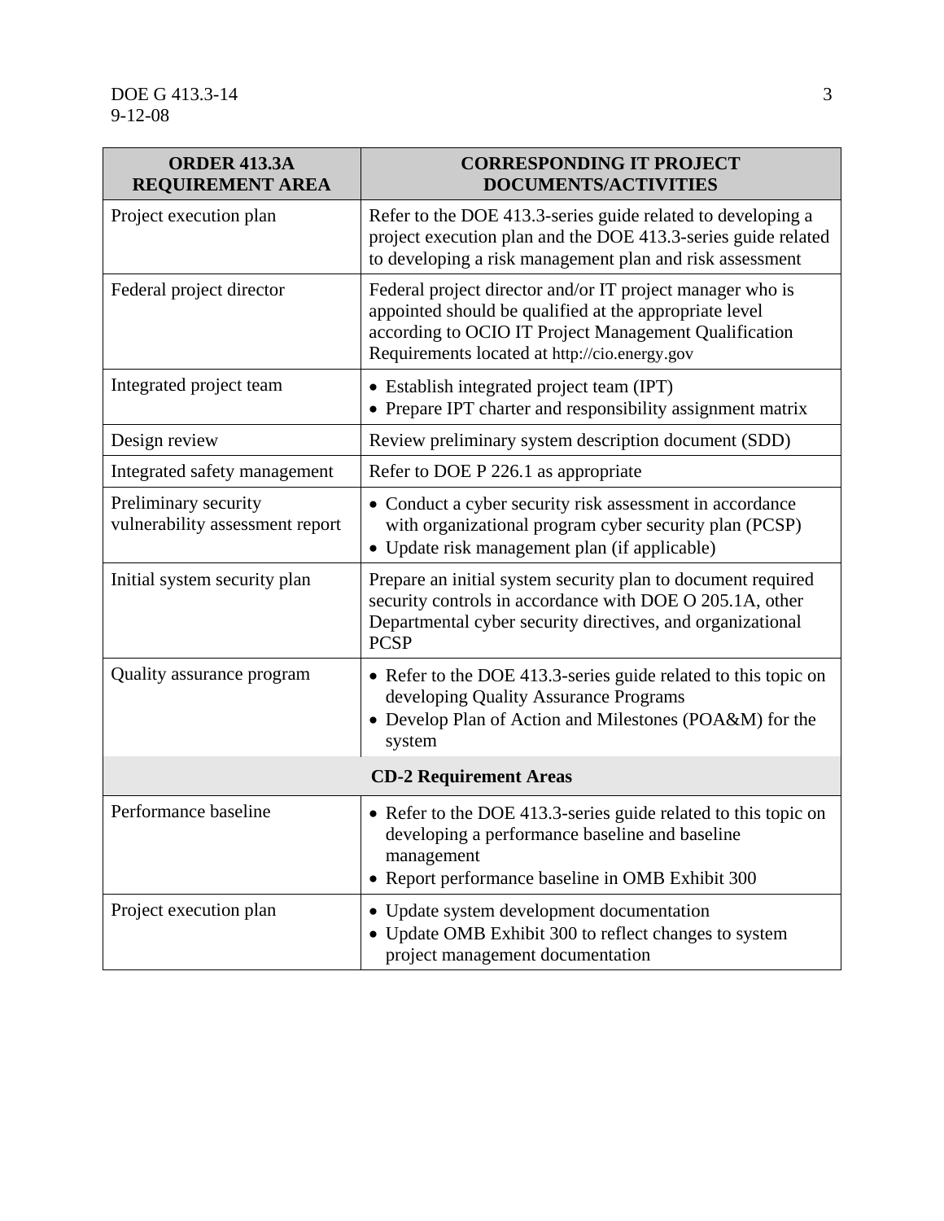| ORDER 413.3A REQUIREMENT AREA | CORRESPONDING IT PROJECT DOCUMENTS/ACTIVITIES |
| --- | --- |
| Project execution plan | Refer to the DOE 413.3-series guide related to developing a project execution plan and the DOE 413.3-series guide related to developing a risk management plan and risk assessment |
| Federal project director | Federal project director and/or IT project manager who is appointed should be qualified at the appropriate level according to OCIO IT Project Management Qualification Requirements located at http://cio.energy.gov |
| Integrated project team | • Establish integrated project team (IPT)<br>• Prepare IPT charter and responsibility assignment matrix |
| Design review | Review preliminary system description document (SDD) |
| Integrated safety management | Refer to DOE P 226.1 as appropriate |
| Preliminary security vulnerability assessment report | • Conduct a cyber security risk assessment in accordance with organizational program cyber security plan (PCSP)<br>• Update risk management plan (if applicable) |
| Initial system security plan | Prepare an initial system security plan to document required security controls in accordance with DOE O 205.1A, other Departmental cyber security directives, and organizational PCSP |
| Quality assurance program | • Refer to the DOE 413.3-series guide related to this topic on developing Quality Assurance Programs<br>• Develop Plan of Action and Milestones (POA&M) for the system |
| **CD-2 Requirement Areas** | |
| Performance baseline | • Refer to the DOE 413.3-series guide related to this topic on developing a performance baseline and baseline management<br>• Report performance baseline in OMB Exhibit 300 |
| Project execution plan | • Update system development documentation<br>• Update OMB Exhibit 300 to reflect changes to system project management documentation |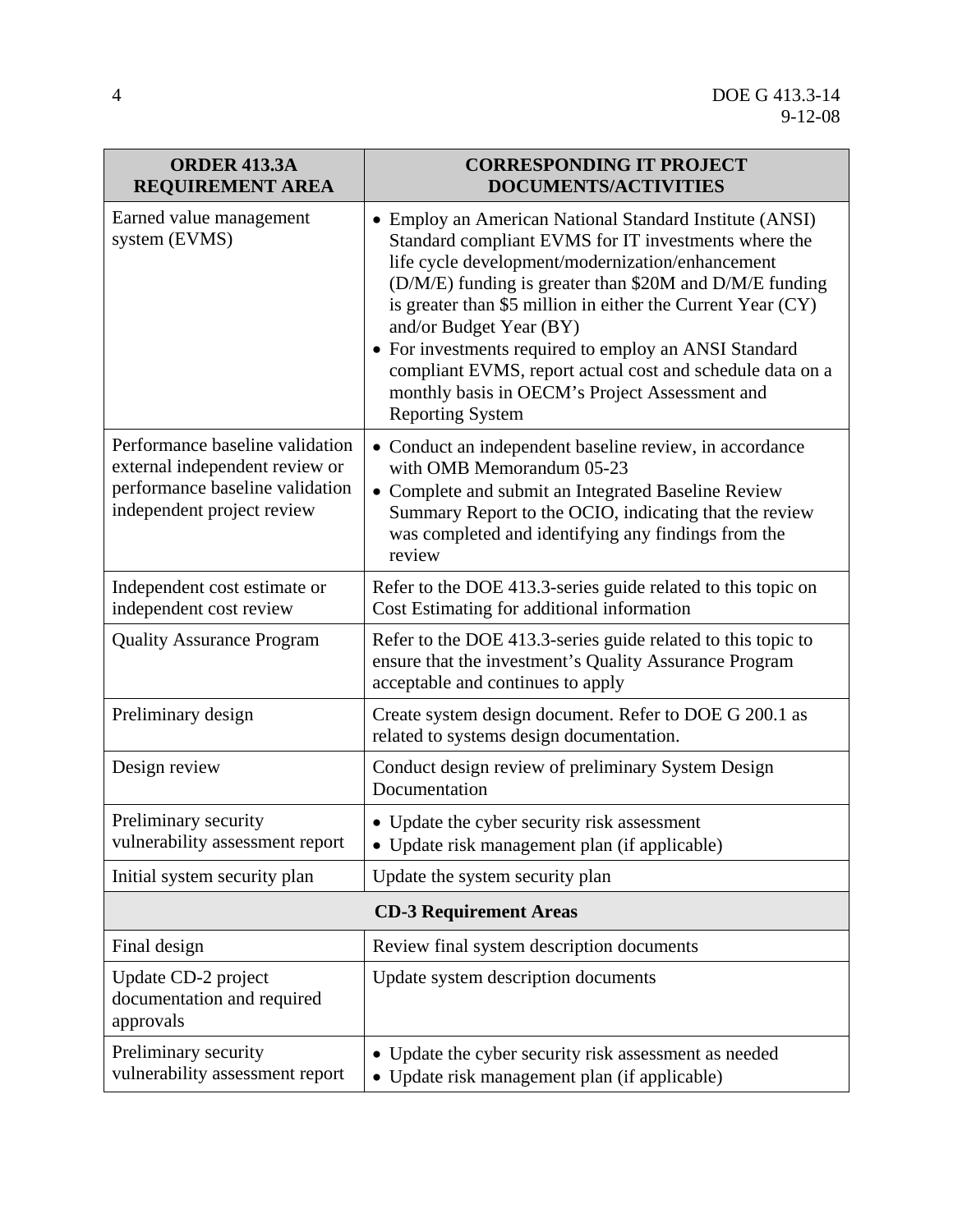| ORDER 413.3A REQUIREMENT AREA | CORRESPONDING IT PROJECT DOCUMENTS/ACTIVITIES |
|---|---|
| Earned value management system (EVMS) | • Employ an American National Standard Institute (ANSI) Standard compliant EVMS for IT investments where the life cycle development/modernization/enhancement (D/M/E) funding is greater than \$20M and D/M/E funding is greater than \$5 million in either the Current Year (CY) and/or Budget Year (BY)<br>• For investments required to employ an ANSI Standard compliant EVMS, report actual cost and schedule data on a monthly basis in OECM's Project Assessment and Reporting System |
| Performance baseline validation external independent review or performance baseline validation independent project review | • Conduct an independent baseline review, in accordance with OMB Memorandum 05-23<br>• Complete and submit an Integrated Baseline Review Summary Report to the OCIO, indicating that the review was completed and identifying any findings from the review |
| Independent cost estimate or independent cost review | Refer to the DOE 413.3-series guide related to this topic on Cost Estimating for additional information |
| Quality Assurance Program | Refer to the DOE 413.3-series guide related to this topic to ensure that the investment's Quality Assurance Program acceptable and continues to apply |
| Preliminary design | Create system design document. Refer to DOE G 200.1 as related to systems design documentation. |
| Design review | Conduct design review of preliminary System Design Documentation |
| Preliminary security vulnerability assessment report | • Update the cyber security risk assessment<br>• Update risk management plan (if applicable) |
| Initial system security plan | Update the system security plan |
| **CD-3 Requirement Areas** | |
| Final design | Review final system description documents |
| Update CD-2 project documentation and required approvals | Update system description documents |
| Preliminary security vulnerability assessment report | • Update the cyber security risk assessment as needed<br>• Update risk management plan (if applicable) |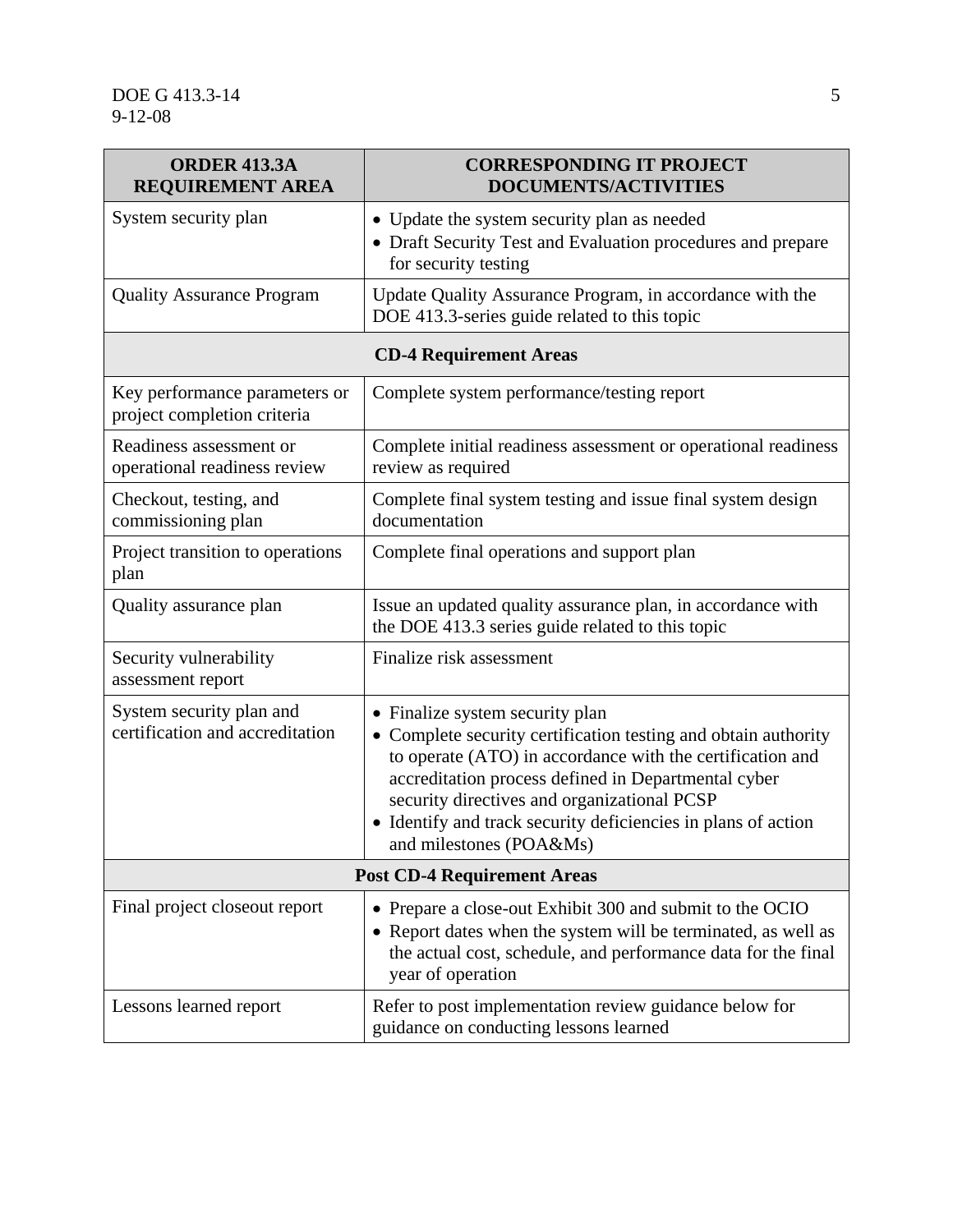| ORDER 413.3A REQUIREMENT AREA | CORRESPONDING IT PROJECT DOCUMENTS/ACTIVITIES |
|---|---|
| System security plan | • Update the system security plan as needed<br>• Draft Security Test and Evaluation procedures and prepare for security testing |
| Quality Assurance Program | Update Quality Assurance Program, in accordance with the DOE 413.3-series guide related to this topic |
| **CD-4 Requirement Areas** | |
| Key performance parameters or project completion criteria | Complete system performance/testing report |
| Readiness assessment or operational readiness review | Complete initial readiness assessment or operational readiness review as required |
| Checkout, testing, and commissioning plan | Complete final system testing and issue final system design documentation |
| Project transition to operations plan | Complete final operations and support plan |
| Quality assurance plan | Issue an updated quality assurance plan, in accordance with the DOE 413.3 series guide related to this topic |
| Security vulnerability assessment report | Finalize risk assessment |
| System security plan and certification and accreditation | • Finalize system security plan<br>• Complete security certification testing and obtain authority to operate (ATO) in accordance with the certification and accreditation process defined in Departmental cyber security directives and organizational PCSP<br>• Identify and track security deficiencies in plans of action and milestones (POA&Ms) |
| **Post CD-4 Requirement Areas** | |
| Final project closeout report | • Prepare a close-out Exhibit 300 and submit to the OCIO<br>• Report dates when the system will be terminated, as well as the actual cost, schedule, and performance data for the final year of operation |
| Lessons learned report | Refer to post implementation review guidance below for guidance on conducting lessons learned |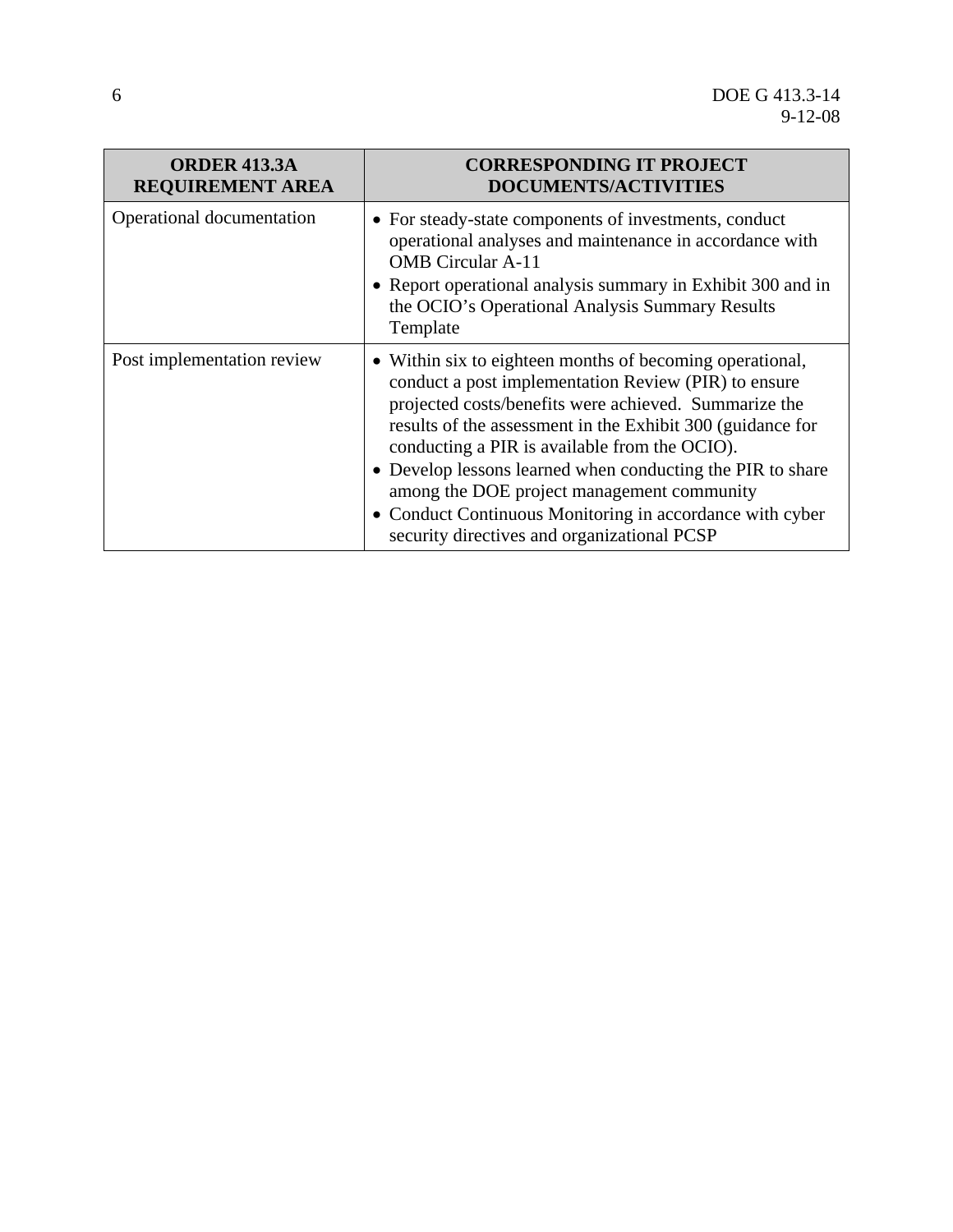| ORDER 413.3A REQUIREMENT AREA | CORRESPONDING IT PROJECT DOCUMENTS/ACTIVITIES |
|---|---|
| Operational documentation | • For steady-state components of investments, conduct operational analyses and maintenance in accordance with OMB Circular A-11<br>• Report operational analysis summary in Exhibit 300 and in the OCIO's Operational Analysis Summary Results Template |
| Post implementation review | • Within six to eighteen months of becoming operational, conduct a post implementation Review (PIR) to ensure projected costs/benefits were achieved. Summarize the results of the assessment in the Exhibit 300 (guidance for conducting a PIR is available from the OCIO).<br>• Develop lessons learned when conducting the PIR to share among the DOE project management community<br>• Conduct Continuous Monitoring in accordance with cyber security directives and organizational PCSP |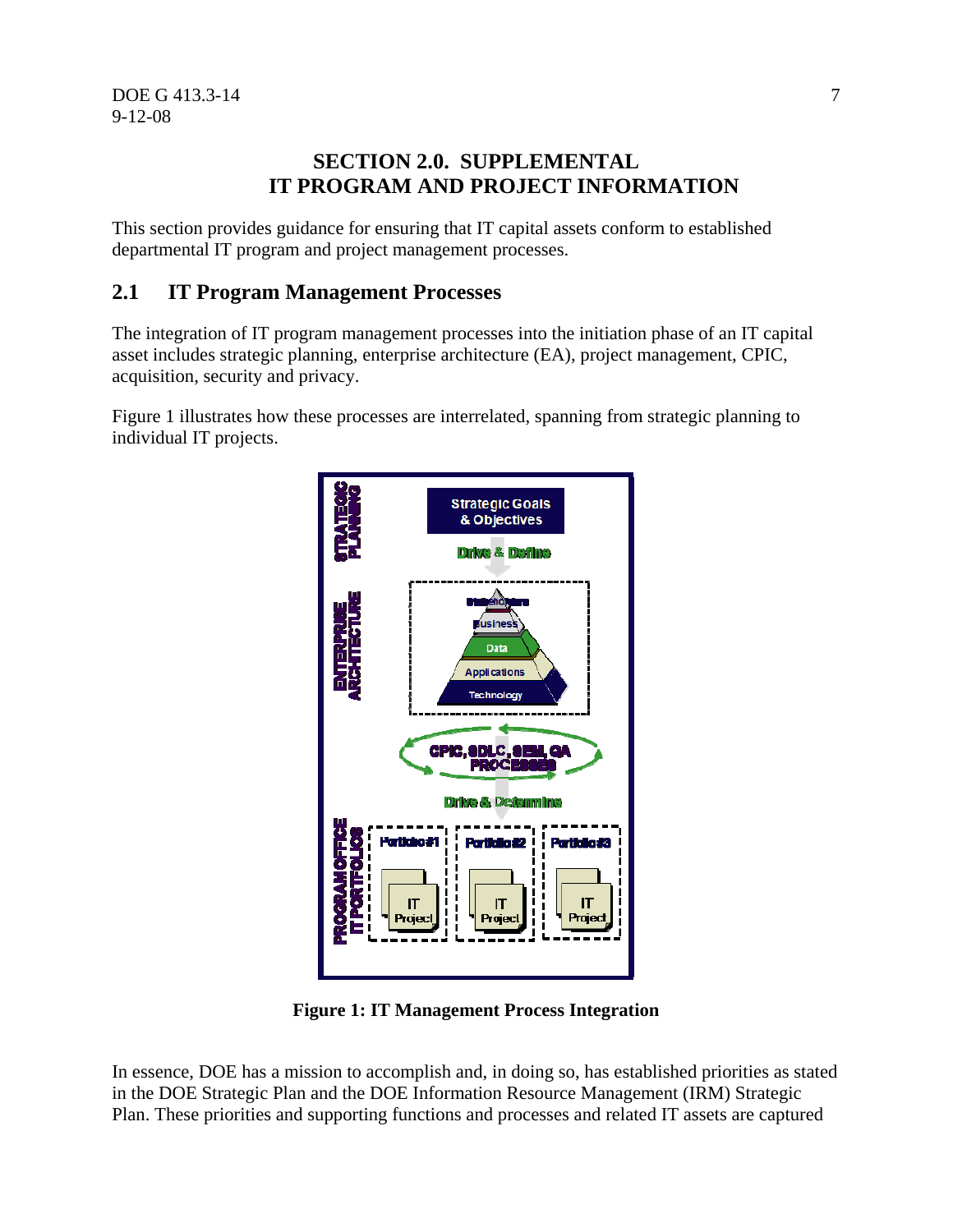# SECTION 2.0. SUPPLEMENTAL IT PROGRAM AND PROJECT INFORMATION

This section provides guidance for ensuring that IT capital assets conform to established departmental IT program and project management processes.

## 2.1 IT Program Management Processes

The integration of IT program management processes into the initiation phase of an IT capital asset includes strategic planning, enterprise architecture (EA), project management, CPIC, acquisition, security and privacy.

Figure 1 illustrates how these processes are interrelated, spanning from strategic planning to individual IT projects.

**Figure 1: IT Management Process Integration**

In essence, DOE has a mission to accomplish and, in doing so, has established priorities as stated in the DOE Strategic Plan and the DOE Information Resource Management (IRM) Strategic Plan. These priorities and supporting functions and processes and related IT assets are captured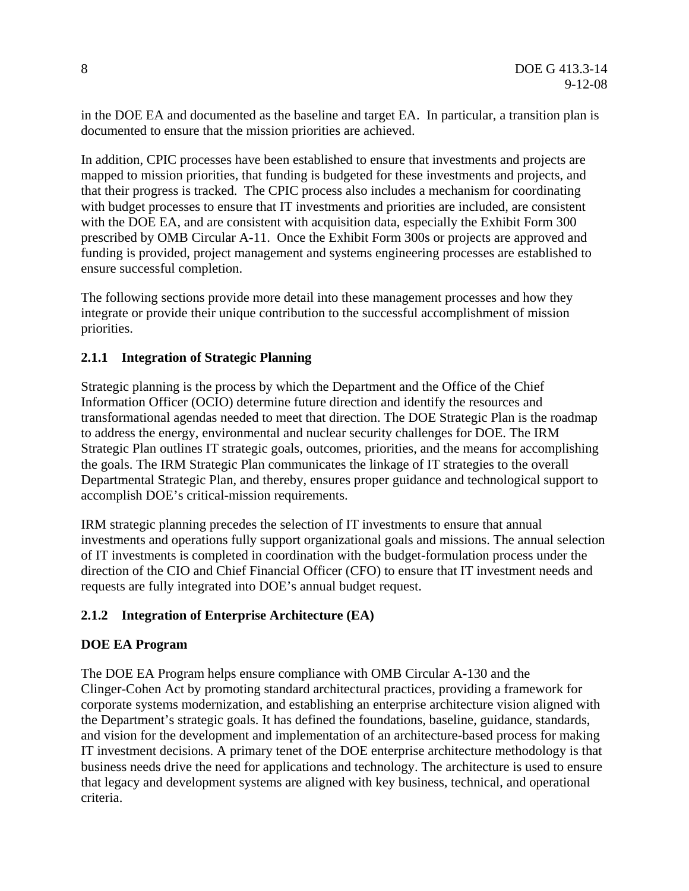in the DOE EA and documented as the baseline and target EA. In particular, a transition plan is documented to ensure that the mission priorities are achieved.

In addition, CPIC processes have been established to ensure that investments and projects are mapped to mission priorities, that funding is budgeted for these investments and projects, and that their progress is tracked. The CPIC process also includes a mechanism for coordinating with budget processes to ensure that IT investments and priorities are included, are consistent with the DOE EA, and are consistent with acquisition data, especially the Exhibit Form 300 prescribed by OMB Circular A-11. Once the Exhibit Form 300s or projects are approved and funding is provided, project management and systems engineering processes are established to ensure successful completion.

The following sections provide more detail into these management processes and how they integrate or provide their unique contribution to the successful accomplishment of mission priorities.

### 2.1.1 Integration of Strategic Planning

Strategic planning is the process by which the Department and the Office of the Chief Information Officer (OCIO) determine future direction and identify the resources and transformational agendas needed to meet that direction. The DOE Strategic Plan is the roadmap to address the energy, environmental and nuclear security challenges for DOE. The IRM Strategic Plan outlines IT strategic goals, outcomes, priorities, and the means for accomplishing the goals. The IRM Strategic Plan communicates the linkage of IT strategies to the overall Departmental Strategic Plan, and thereby, ensures proper guidance and technological support to accomplish DOE's critical-mission requirements.

IRM strategic planning precedes the selection of IT investments to ensure that annual investments and operations fully support organizational goals and missions. The annual selection of IT investments is completed in coordination with the budget-formulation process under the direction of the CIO and Chief Financial Officer (CFO) to ensure that IT investment needs and requests are fully integrated into DOE's annual budget request.

### 2.1.2 Integration of Enterprise Architecture (EA)

**DOE EA Program**

The DOE EA Program helps ensure compliance with OMB Circular A-130 and the Clinger-Cohen Act by promoting standard architectural practices, providing a framework for corporate systems modernization, and establishing an enterprise architecture vision aligned with the Department's strategic goals. It has defined the foundations, baseline, guidance, standards, and vision for the development and implementation of an architecture-based process for making IT investment decisions. A primary tenet of the DOE enterprise architecture methodology is that business needs drive the need for applications and technology. The architecture is used to ensure that legacy and development systems are aligned with key business, technical, and operational criteria.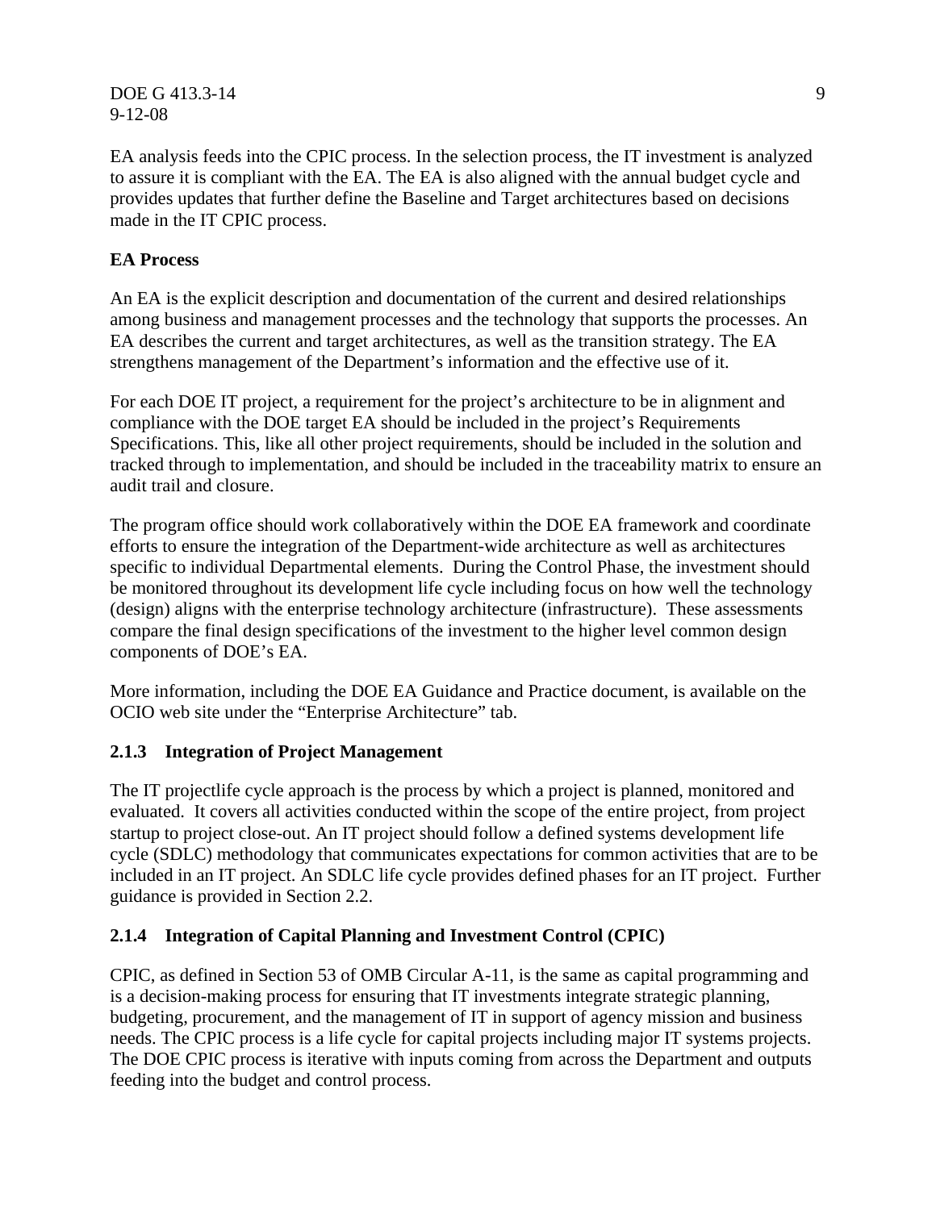EA analysis feeds into the CPIC process. In the selection process, the IT investment is analyzed to assure it is compliant with the EA. The EA is also aligned with the annual budget cycle and provides updates that further define the Baseline and Target architectures based on decisions made in the IT CPIC process.

**EA Process**

An EA is the explicit description and documentation of the current and desired relationships among business and management processes and the technology that supports the processes. An EA describes the current and target architectures, as well as the transition strategy. The EA strengthens management of the Department's information and the effective use of it.

For each DOE IT project, a requirement for the project's architecture to be in alignment and compliance with the DOE target EA should be included in the project's Requirements Specifications. This, like all other project requirements, should be included in the solution and tracked through to implementation, and should be included in the traceability matrix to ensure an audit trail and closure.

The program office should work collaboratively within the DOE EA framework and coordinate efforts to ensure the integration of the Department-wide architecture as well as architectures specific to individual Departmental elements. During the Control Phase, the investment should be monitored throughout its development life cycle including focus on how well the technology (design) aligns with the enterprise technology architecture (infrastructure). These assessments compare the final design specifications of the investment to the higher level common design components of DOE's EA.

More information, including the DOE EA Guidance and Practice document, is available on the OCIO web site under the "Enterprise Architecture" tab.

### 2.1.3 Integration of Project Management

The IT projectlife cycle approach is the process by which a project is planned, monitored and evaluated. It covers all activities conducted within the scope of the entire project, from project startup to project close-out. An IT project should follow a defined systems development life cycle (SDLC) methodology that communicates expectations for common activities that are to be included in an IT project. An SDLC life cycle provides defined phases for an IT project. Further guidance is provided in Section 2.2.

### 2.1.4 Integration of Capital Planning and Investment Control (CPIC)

CPIC, as defined in Section 53 of OMB Circular A-11, is the same as capital programming and is a decision-making process for ensuring that IT investments integrate strategic planning, budgeting, procurement, and the management of IT in support of agency mission and business needs. The CPIC process is a life cycle for capital projects including major IT systems projects. The DOE CPIC process is iterative with inputs coming from across the Department and outputs feeding into the budget and control process.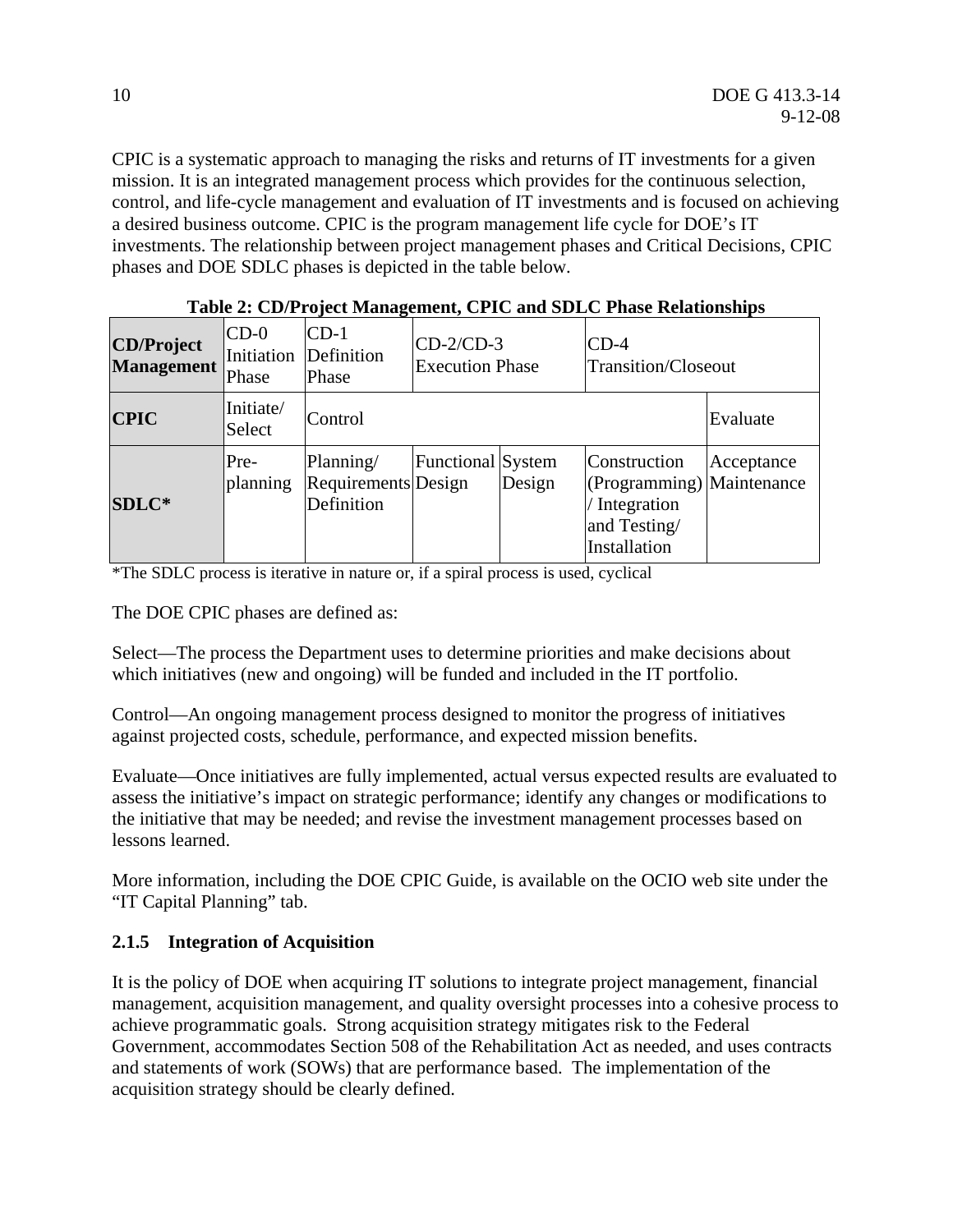CPIC is a systematic approach to managing the risks and returns of IT investments for a given mission. It is an integrated management process which provides for the continuous selection, control, and life-cycle management and evaluation of IT investments and is focused on achieving a desired business outcome. CPIC is the program management life cycle for DOE's IT investments. The relationship between project management phases and Critical Decisions, CPIC phases and DOE SDLC phases is depicted in the table below.

**Table 2: CD/Project Management, CPIC and SDLC Phase Relationships**

| **CD/Project Management** | CD-0 Initiation Phase | CD-1 Definition Phase | CD-2/CD-3 Execution Phase | | CD-4 Transition/Closeout | |
|---|---|---|---|---|---|---|
| **CPIC** | Initiate/ Select | Control | | | | Evaluate |
| **SDLC*** | Pre-planning | Planning/ Requirements Definition | Functional Design | System Design | Construction (Programming) / Integration and Testing/ Installation | Acceptance Maintenance |

*The SDLC process is iterative in nature or, if a spiral process is used, cyclical

The DOE CPIC phases are defined as:

Select—The process the Department uses to determine priorities and make decisions about which initiatives (new and ongoing) will be funded and included in the IT portfolio.

Control—An ongoing management process designed to monitor the progress of initiatives against projected costs, schedule, performance, and expected mission benefits.

Evaluate—Once initiatives are fully implemented, actual versus expected results are evaluated to assess the initiative's impact on strategic performance; identify any changes or modifications to the initiative that may be needed; and revise the investment management processes based on lessons learned.

More information, including the DOE CPIC Guide, is available on the OCIO web site under the "IT Capital Planning" tab.

### 2.1.5 Integration of Acquisition

It is the policy of DOE when acquiring IT solutions to integrate project management, financial management, acquisition management, and quality oversight processes into a cohesive process to achieve programmatic goals. Strong acquisition strategy mitigates risk to the Federal Government, accommodates Section 508 of the Rehabilitation Act as needed, and uses contracts and statements of work (SOWs) that are performance based. The implementation of the acquisition strategy should be clearly defined.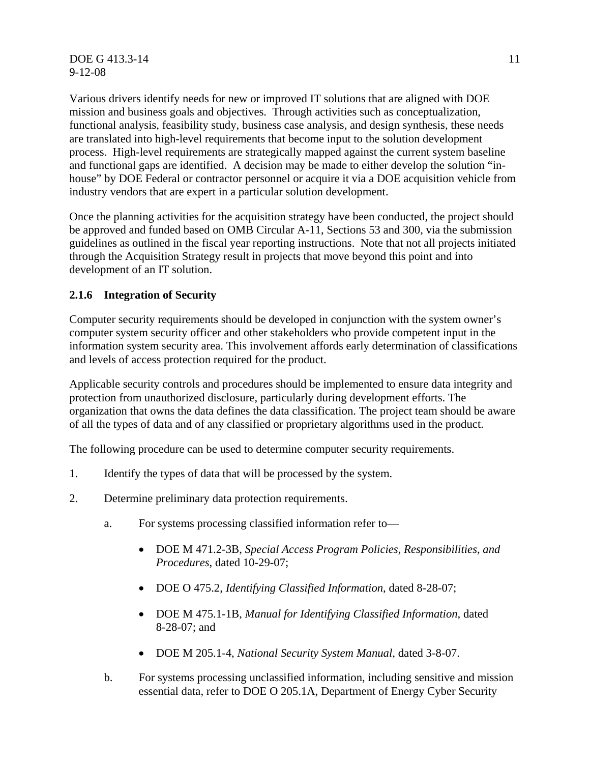Various drivers identify needs for new or improved IT solutions that are aligned with DOE mission and business goals and objectives. Through activities such as conceptualization, functional analysis, feasibility study, business case analysis, and design synthesis, these needs are translated into high-level requirements that become input to the solution development process. High-level requirements are strategically mapped against the current system baseline and functional gaps are identified. A decision may be made to either develop the solution "in-house" by DOE Federal or contractor personnel or acquire it via a DOE acquisition vehicle from industry vendors that are expert in a particular solution development.

Once the planning activities for the acquisition strategy have been conducted, the project should be approved and funded based on OMB Circular A-11, Sections 53 and 300, via the submission guidelines as outlined in the fiscal year reporting instructions. Note that not all projects initiated through the Acquisition Strategy result in projects that move beyond this point and into development of an IT solution.

### 2.1.6 Integration of Security

Computer security requirements should be developed in conjunction with the system owner's computer system security officer and other stakeholders who provide competent input in the information system security area. This involvement affords early determination of classifications and levels of access protection required for the product.

Applicable security controls and procedures should be implemented to ensure data integrity and protection from unauthorized disclosure, particularly during development efforts. The organization that owns the data defines the data classification. The project team should be aware of all the types of data and of any classified or proprietary algorithms used in the product.

The following procedure can be used to determine computer security requirements.

1. Identify the types of data that will be processed by the system.

2. Determine preliminary data protection requirements.

   a. For systems processing classified information refer to—

      - DOE M 471.2-3B, *Special Access Program Policies, Responsibilities, and Procedures*, dated 10-29-07;

      - DOE O 475.2, *Identifying Classified Information*, dated 8-28-07;

      - DOE M 475.1-1B, *Manual for Identifying Classified Information*, dated 8-28-07; and

      - DOE M 205.1-4, *National Security System Manual*, dated 3-8-07.

   b. For systems processing unclassified information, including sensitive and mission essential data, refer to DOE O 205.1A, Department of Energy Cyber Security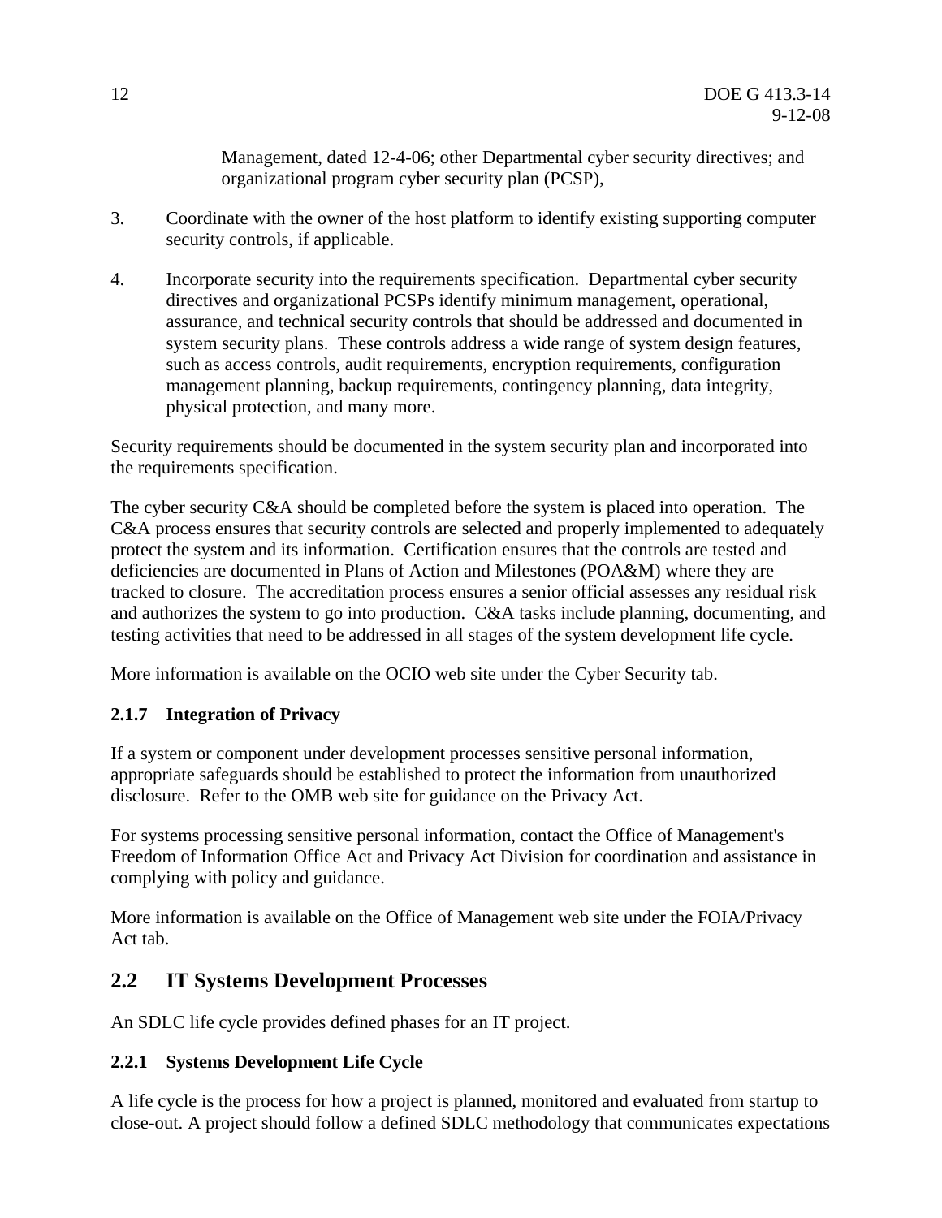Management, dated 12-4-06; other Departmental cyber security directives; and organizational program cyber security plan (PCSP),

3. Coordinate with the owner of the host platform to identify existing supporting computer security controls, if applicable.

4. Incorporate security into the requirements specification. Departmental cyber security directives and organizational PCSPs identify minimum management, operational, assurance, and technical security controls that should be addressed and documented in system security plans. These controls address a wide range of system design features, such as access controls, audit requirements, encryption requirements, configuration management planning, backup requirements, contingency planning, data integrity, physical protection, and many more.

Security requirements should be documented in the system security plan and incorporated into the requirements specification.

The cyber security C&A should be completed before the system is placed into operation. The C&A process ensures that security controls are selected and properly implemented to adequately protect the system and its information. Certification ensures that the controls are tested and deficiencies are documented in Plans of Action and Milestones (POA&M) where they are tracked to closure. The accreditation process ensures a senior official assesses any residual risk and authorizes the system to go into production. C&A tasks include planning, documenting, and testing activities that need to be addressed in all stages of the system development life cycle.

More information is available on the OCIO web site under the Cyber Security tab.

### 2.1.7 Integration of Privacy

If a system or component under development processes sensitive personal information, appropriate safeguards should be established to protect the information from unauthorized disclosure. Refer to the OMB web site for guidance on the Privacy Act.

For systems processing sensitive personal information, contact the Office of Management's Freedom of Information Office Act and Privacy Act Division for coordination and assistance in complying with policy and guidance.

More information is available on the Office of Management web site under the FOIA/Privacy Act tab.

## 2.2 IT Systems Development Processes

An SDLC life cycle provides defined phases for an IT project.

### 2.2.1 Systems Development Life Cycle

A life cycle is the process for how a project is planned, monitored and evaluated from startup to close-out. A project should follow a defined SDLC methodology that communicates expectations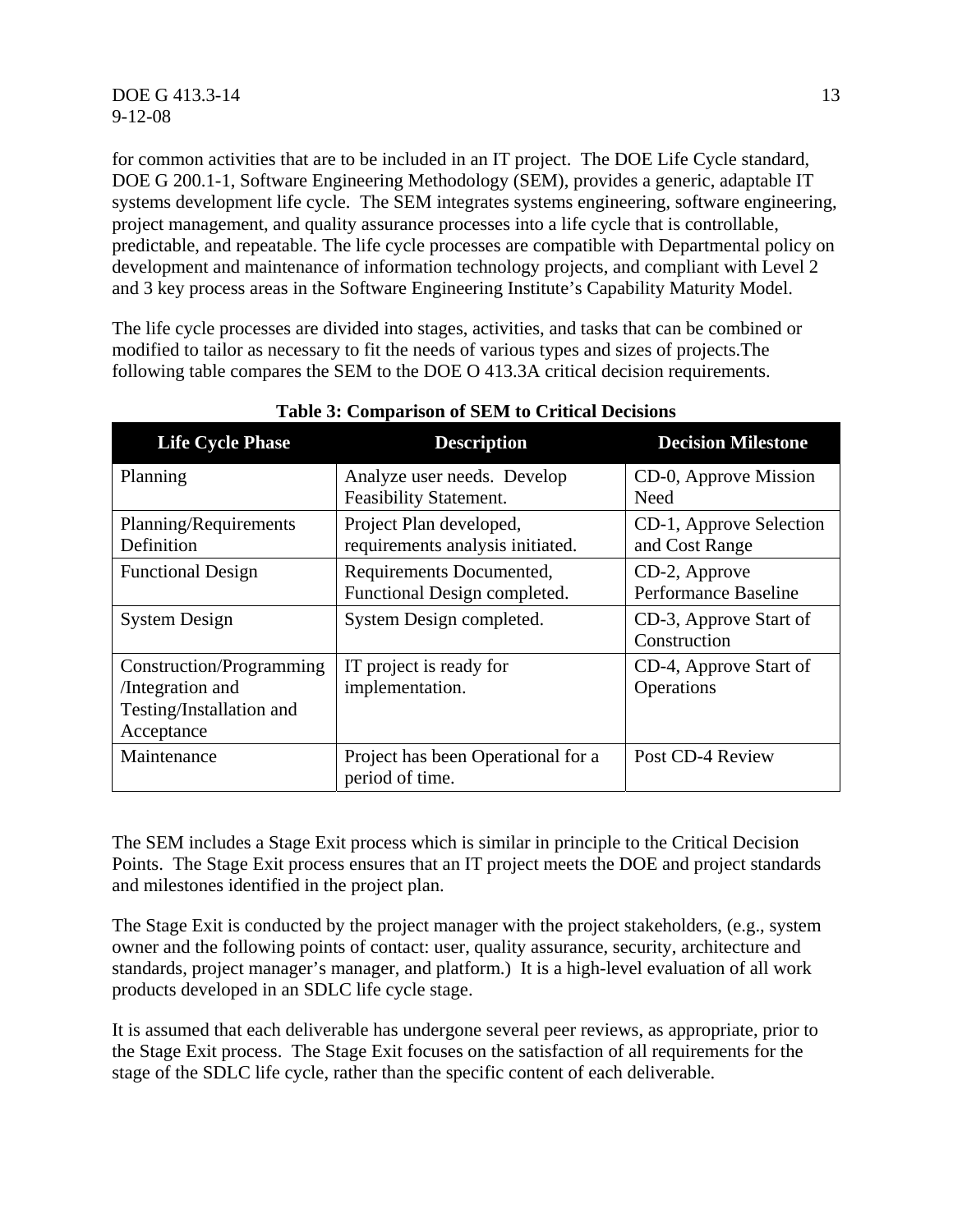for common activities that are to be included in an IT project. The DOE Life Cycle standard, DOE G 200.1-1, Software Engineering Methodology (SEM), provides a generic, adaptable IT systems development life cycle. The SEM integrates systems engineering, software engineering, project management, and quality assurance processes into a life cycle that is controllable, predictable, and repeatable. The life cycle processes are compatible with Departmental policy on development and maintenance of information technology projects, and compliant with Level 2 and 3 key process areas in the Software Engineering Institute's Capability Maturity Model.

The life cycle processes are divided into stages, activities, and tasks that can be combined or modified to tailor as necessary to fit the needs of various types and sizes of projects.The following table compares the SEM to the DOE O 413.3A critical decision requirements.

**Table 3: Comparison of SEM to Critical Decisions**

| Life Cycle Phase | Description | Decision Milestone |
|---|---|---|
| Planning | Analyze user needs. Develop Feasibility Statement. | CD-0, Approve Mission Need |
| Planning/Requirements Definition | Project Plan developed, requirements analysis initiated. | CD-1, Approve Selection and Cost Range |
| Functional Design | Requirements Documented, Functional Design completed. | CD-2, Approve Performance Baseline |
| System Design | System Design completed. | CD-3, Approve Start of Construction |
| Construction/Programming /Integration and Testing/Installation and Acceptance | IT project is ready for implementation. | CD-4, Approve Start of Operations |
| Maintenance | Project has been Operational for a period of time. | Post CD-4 Review |

The SEM includes a Stage Exit process which is similar in principle to the Critical Decision Points. The Stage Exit process ensures that an IT project meets the DOE and project standards and milestones identified in the project plan.

The Stage Exit is conducted by the project manager with the project stakeholders, (e.g., system owner and the following points of contact: user, quality assurance, security, architecture and standards, project manager's manager, and platform.) It is a high-level evaluation of all work products developed in an SDLC life cycle stage.

It is assumed that each deliverable has undergone several peer reviews, as appropriate, prior to the Stage Exit process. The Stage Exit focuses on the satisfaction of all requirements for the stage of the SDLC life cycle, rather than the specific content of each deliverable.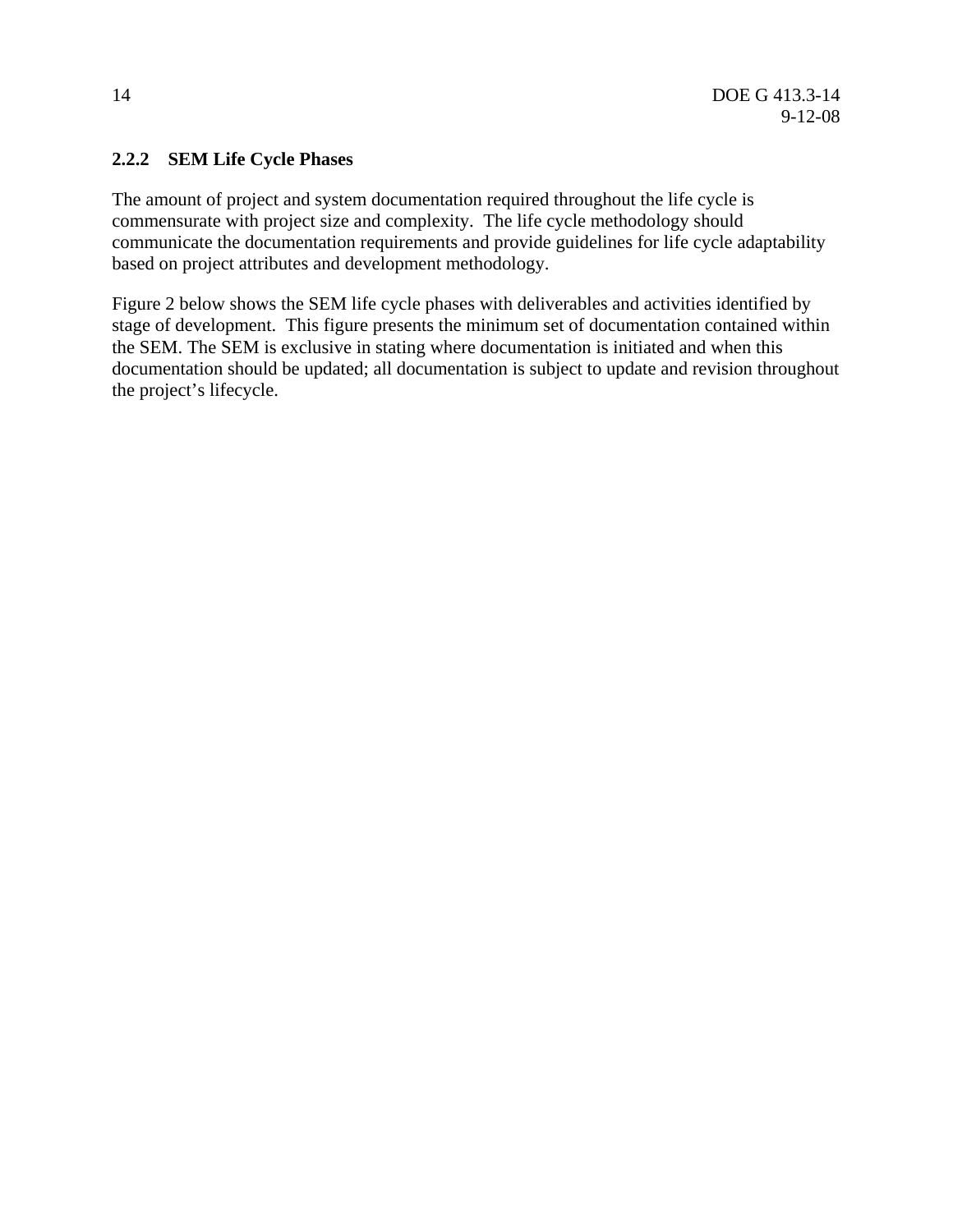### 2.2.2 SEM Life Cycle Phases

The amount of project and system documentation required throughout the life cycle is commensurate with project size and complexity. The life cycle methodology should communicate the documentation requirements and provide guidelines for life cycle adaptability based on project attributes and development methodology.

Figure 2 below shows the SEM life cycle phases with deliverables and activities identified by stage of development. This figure presents the minimum set of documentation contained within the SEM. The SEM is exclusive in stating where documentation is initiated and when this documentation should be updated; all documentation is subject to update and revision throughout the project's lifecycle.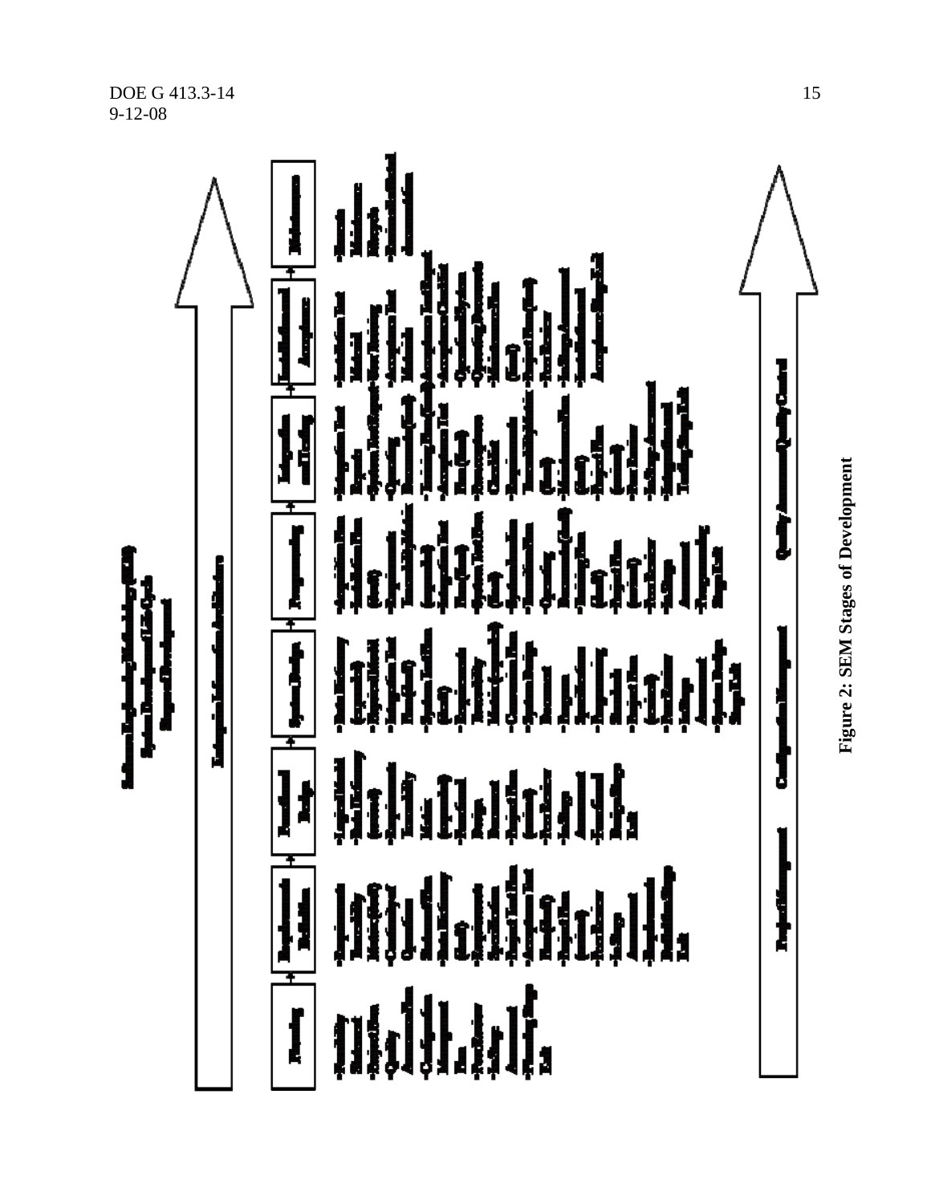Figure 2: SEM Stages of Development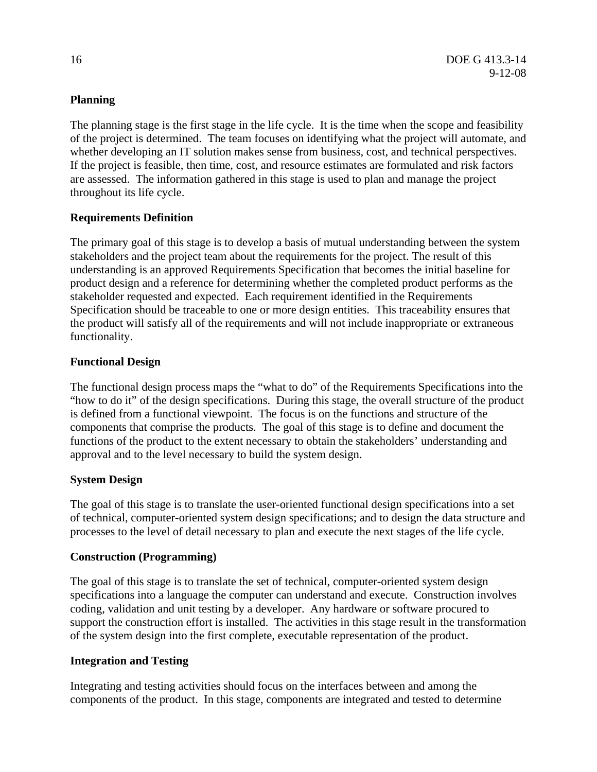**Planning**

The planning stage is the first stage in the life cycle. It is the time when the scope and feasibility of the project is determined. The team focuses on identifying what the project will automate, and whether developing an IT solution makes sense from business, cost, and technical perspectives. If the project is feasible, then time, cost, and resource estimates are formulated and risk factors are assessed. The information gathered in this stage is used to plan and manage the project throughout its life cycle.

**Requirements Definition**

The primary goal of this stage is to develop a basis of mutual understanding between the system stakeholders and the project team about the requirements for the project. The result of this understanding is an approved Requirements Specification that becomes the initial baseline for product design and a reference for determining whether the completed product performs as the stakeholder requested and expected. Each requirement identified in the Requirements Specification should be traceable to one or more design entities. This traceability ensures that the product will satisfy all of the requirements and will not include inappropriate or extraneous functionality.

**Functional Design**

The functional design process maps the "what to do" of the Requirements Specifications into the "how to do it" of the design specifications. During this stage, the overall structure of the product is defined from a functional viewpoint. The focus is on the functions and structure of the components that comprise the products. The goal of this stage is to define and document the functions of the product to the extent necessary to obtain the stakeholders' understanding and approval and to the level necessary to build the system design.

**System Design**

The goal of this stage is to translate the user-oriented functional design specifications into a set of technical, computer-oriented system design specifications; and to design the data structure and processes to the level of detail necessary to plan and execute the next stages of the life cycle.

**Construction (Programming)**

The goal of this stage is to translate the set of technical, computer-oriented system design specifications into a language the computer can understand and execute. Construction involves coding, validation and unit testing by a developer. Any hardware or software procured to support the construction effort is installed. The activities in this stage result in the transformation of the system design into the first complete, executable representation of the product.

**Integration and Testing**

Integrating and testing activities should focus on the interfaces between and among the components of the product. In this stage, components are integrated and tested to determine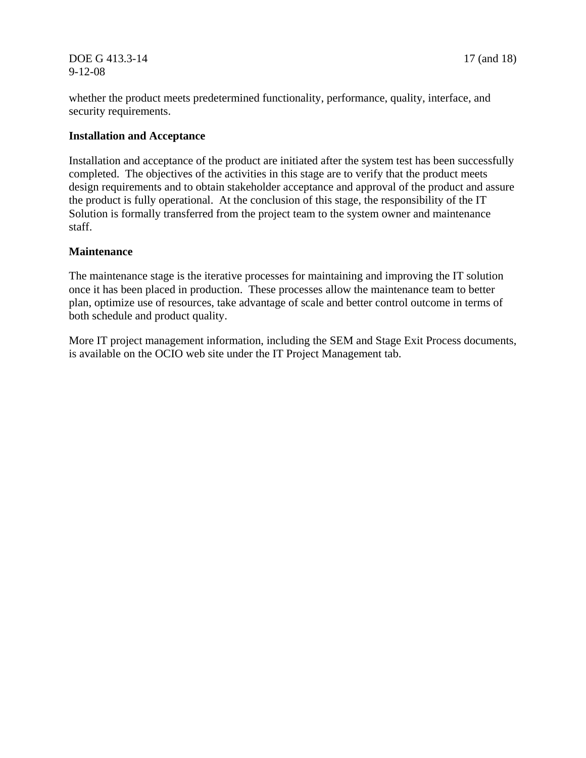whether the product meets predetermined functionality, performance, quality, interface, and security requirements.

**Installation and Acceptance**

Installation and acceptance of the product are initiated after the system test has been successfully completed. The objectives of the activities in this stage are to verify that the product meets design requirements and to obtain stakeholder acceptance and approval of the product and assure the product is fully operational. At the conclusion of this stage, the responsibility of the IT Solution is formally transferred from the project team to the system owner and maintenance staff.

**Maintenance**

The maintenance stage is the iterative processes for maintaining and improving the IT solution once it has been placed in production. These processes allow the maintenance team to better plan, optimize use of resources, take advantage of scale and better control outcome in terms of both schedule and product quality.

More IT project management information, including the SEM and Stage Exit Process documents, is available on the OCIO web site under the IT Project Management tab.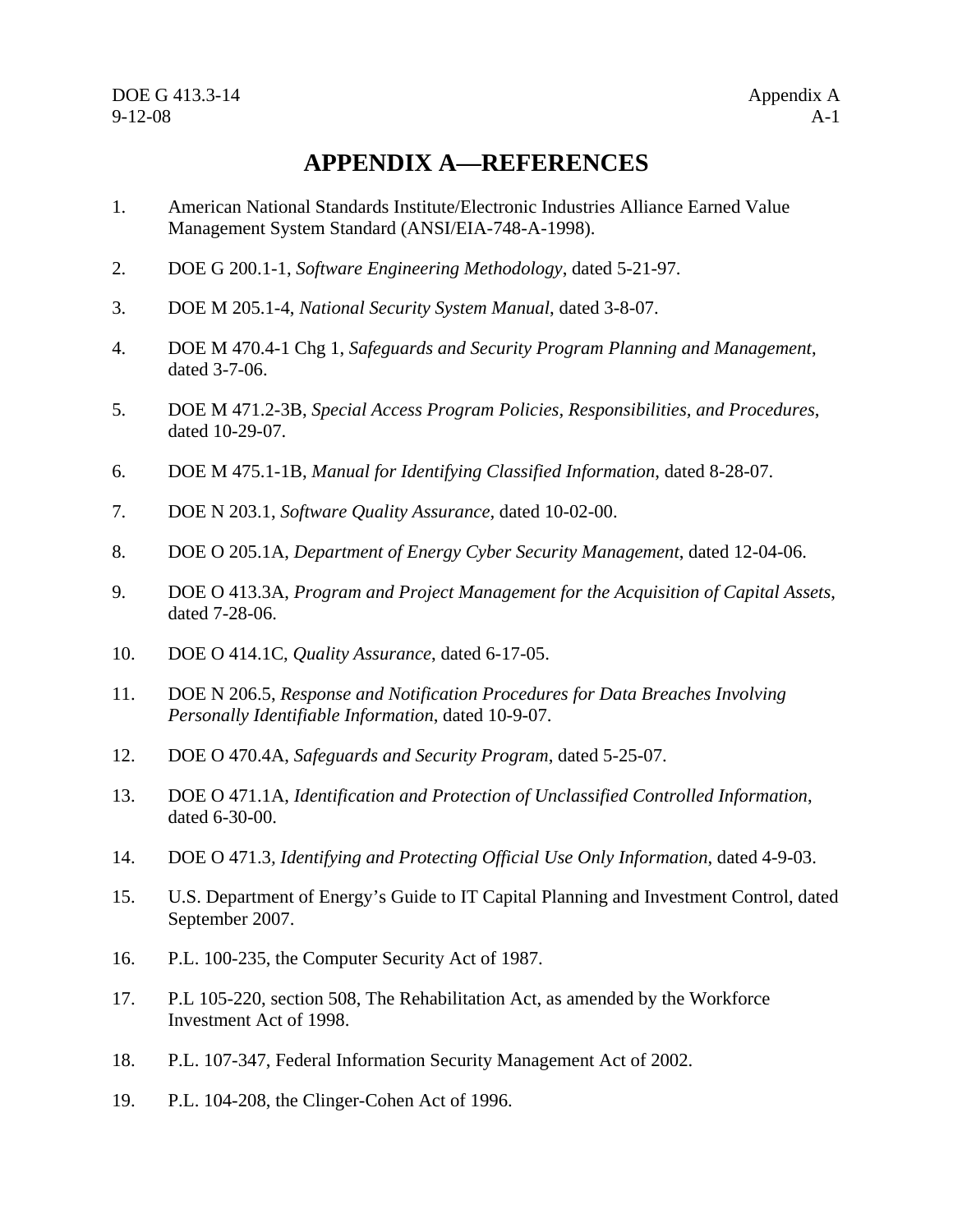# APPENDIX A—REFERENCES

1. American National Standards Institute/Electronic Industries Alliance Earned Value Management System Standard (ANSI/EIA-748-A-1998).

2. DOE G 200.1-1, *Software Engineering Methodology*, dated 5-21-97.

3. DOE M 205.1-4, *National Security System Manual*, dated 3-8-07.

4. DOE M 470.4-1 Chg 1, *Safeguards and Security Program Planning and Management*, dated 3-7-06.

5. DOE M 471.2-3B, *Special Access Program Policies, Responsibilities, and Procedures*, dated 10-29-07.

6. DOE M 475.1-1B, *Manual for Identifying Classified Information*, dated 8-28-07.

7. DOE N 203.1, *Software Quality Assurance*, dated 10-02-00.

8. DOE O 205.1A, *Department of Energy Cyber Security Management*, dated 12-04-06.

9. DOE O 413.3A, *Program and Project Management for the Acquisition of Capital Assets*, dated 7-28-06.

10. DOE O 414.1C, *Quality Assurance*, dated 6-17-05.

11. DOE N 206.5, *Response and Notification Procedures for Data Breaches Involving Personally Identifiable Information*, dated 10-9-07.

12. DOE O 470.4A, *Safeguards and Security Program*, dated 5-25-07.

13. DOE O 471.1A, *Identification and Protection of Unclassified Controlled Information*, dated 6-30-00.

14. DOE O 471.3, *Identifying and Protecting Official Use Only Information*, dated 4-9-03.

15. U.S. Department of Energy's Guide to IT Capital Planning and Investment Control, dated September 2007.

16. P.L. 100-235, the Computer Security Act of 1987.

17. P.L 105-220, section 508, The Rehabilitation Act, as amended by the Workforce Investment Act of 1998.

18. P.L. 107-347, Federal Information Security Management Act of 2002.

19. P.L. 104-208, the Clinger-Cohen Act of 1996.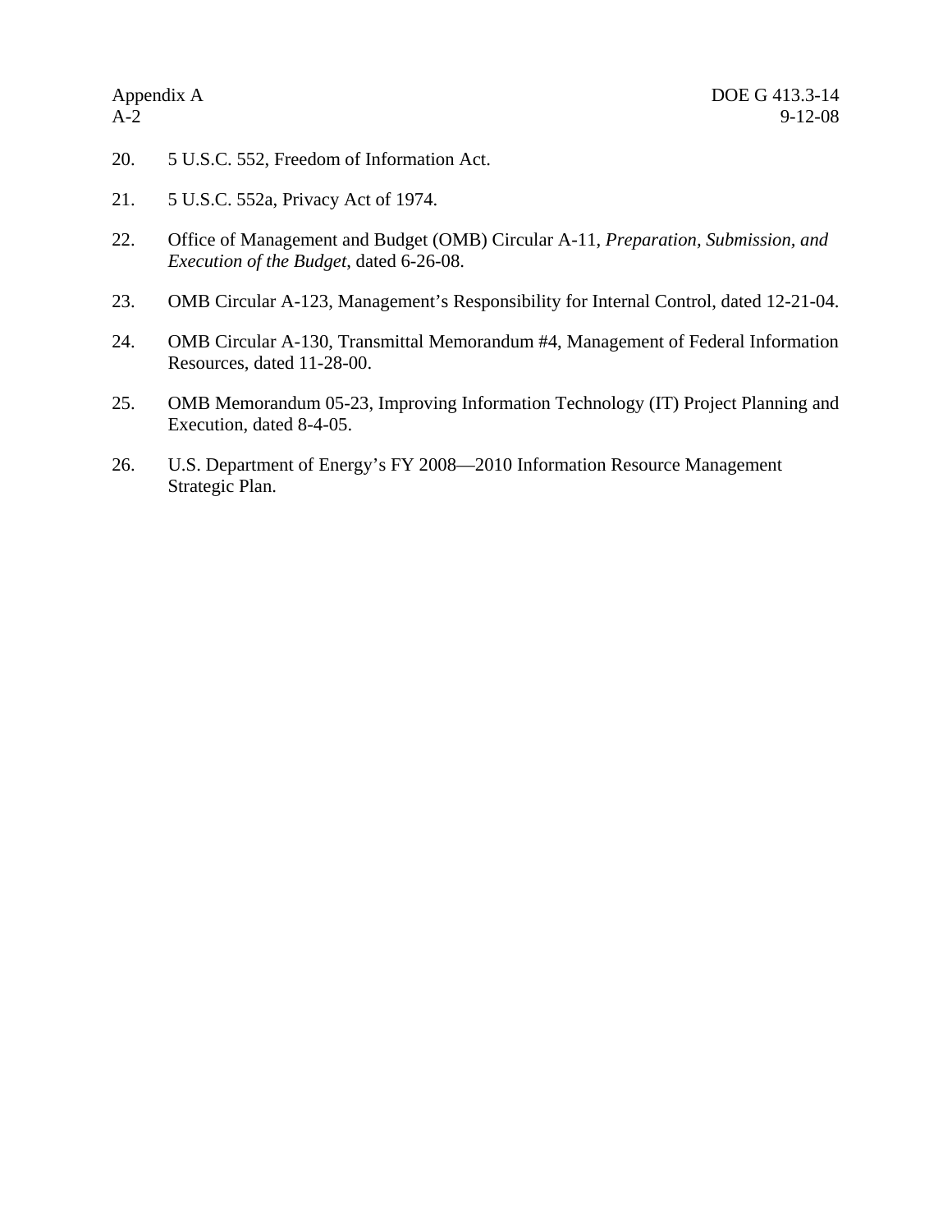20. 5 U.S.C. 552, Freedom of Information Act.

21. 5 U.S.C. 552a, Privacy Act of 1974.

22. Office of Management and Budget (OMB) Circular A-11, *Preparation, Submission, and Execution of the Budget*, dated 6-26-08.

23. OMB Circular A-123, Management's Responsibility for Internal Control, dated 12-21-04.

24. OMB Circular A-130, Transmittal Memorandum #4, Management of Federal Information Resources, dated 11-28-00.

25. OMB Memorandum 05-23, Improving Information Technology (IT) Project Planning and Execution, dated 8-4-05.

26. U.S. Department of Energy's FY 2008—2010 Information Resource Management Strategic Plan.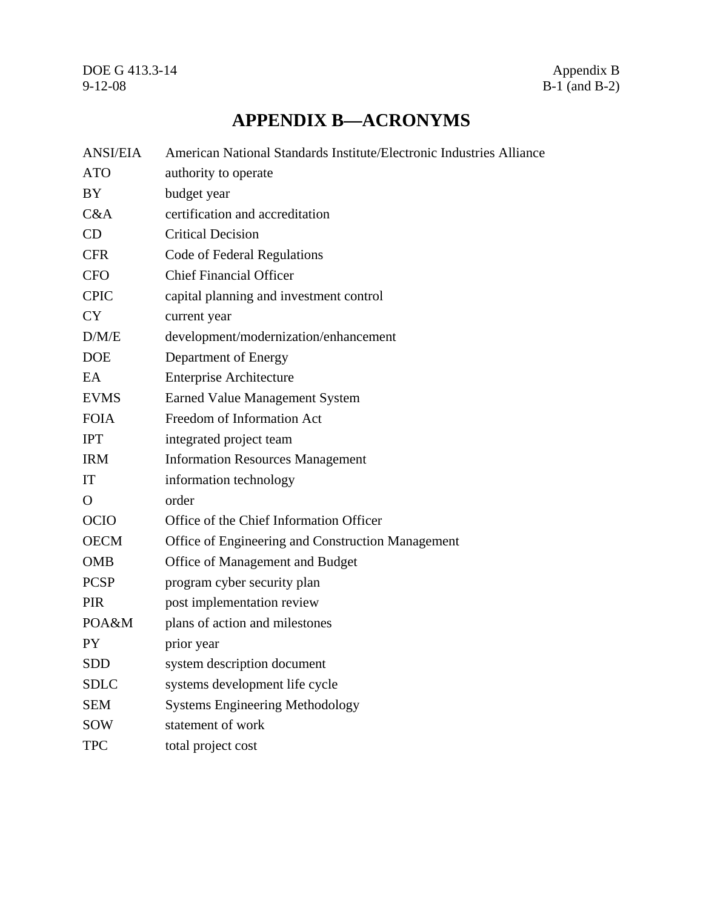# APPENDIX B—ACRONYMS

| | |
|---|---|
| ANSI/EIA | American National Standards Institute/Electronic Industries Alliance |
| ATO | authority to operate |
| BY | budget year |
| C&A | certification and accreditation |
| CD | Critical Decision |
| CFR | Code of Federal Regulations |
| CFO | Chief Financial Officer |
| CPIC | capital planning and investment control |
| CY | current year |
| D/M/E | development/modernization/enhancement |
| DOE | Department of Energy |
| EA | Enterprise Architecture |
| EVMS | Earned Value Management System |
| FOIA | Freedom of Information Act |
| IPT | integrated project team |
| IRM | Information Resources Management |
| IT | information technology |
| O | order |
| OCIO | Office of the Chief Information Officer |
| OECM | Office of Engineering and Construction Management |
| OMB | Office of Management and Budget |
| PCSP | program cyber security plan |
| PIR | post implementation review |
| POA&M | plans of action and milestones |
| PY | prior year |
| SDD | system description document |
| SDLC | systems development life cycle |
| SEM | Systems Engineering Methodology |
| SOW | statement of work |
| TPC | total project cost |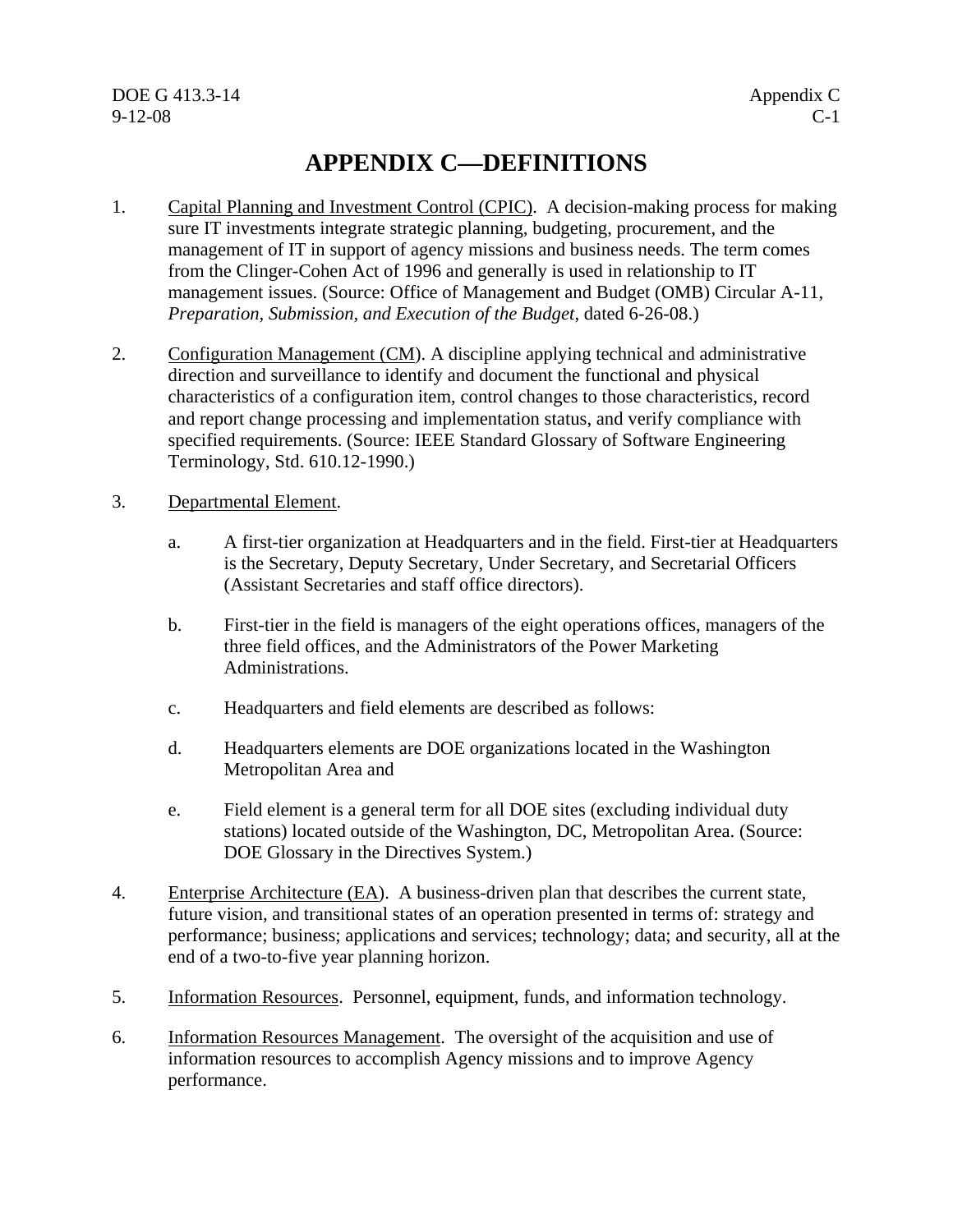# APPENDIX C—DEFINITIONS

1. Capital Planning and Investment Control (CPIC). A decision-making process for making sure IT investments integrate strategic planning, budgeting, procurement, and the management of IT in support of agency missions and business needs. The term comes from the Clinger-Cohen Act of 1996 and generally is used in relationship to IT management issues. (Source: Office of Management and Budget (OMB) Circular A-11, *Preparation, Submission, and Execution of the Budget*, dated 6-26-08.)

2. Configuration Management (CM). A discipline applying technical and administrative direction and surveillance to identify and document the functional and physical characteristics of a configuration item, control changes to those characteristics, record and report change processing and implementation status, and verify compliance with specified requirements. (Source: IEEE Standard Glossary of Software Engineering Terminology, Std. 610.12-1990.)

3. Departmental Element.

   a. A first-tier organization at Headquarters and in the field. First-tier at Headquarters is the Secretary, Deputy Secretary, Under Secretary, and Secretarial Officers (Assistant Secretaries and staff office directors).

   b. First-tier in the field is managers of the eight operations offices, managers of the three field offices, and the Administrators of the Power Marketing Administrations.

   c. Headquarters and field elements are described as follows:

   d. Headquarters elements are DOE organizations located in the Washington Metropolitan Area and

   e. Field element is a general term for all DOE sites (excluding individual duty stations) located outside of the Washington, DC, Metropolitan Area. (Source: DOE Glossary in the Directives System.)

4. Enterprise Architecture (EA). A business-driven plan that describes the current state, future vision, and transitional states of an operation presented in terms of: strategy and performance; business; applications and services; technology; data; and security, all at the end of a two-to-five year planning horizon.

5. Information Resources. Personnel, equipment, funds, and information technology.

6. Information Resources Management. The oversight of the acquisition and use of information resources to accomplish Agency missions and to improve Agency performance.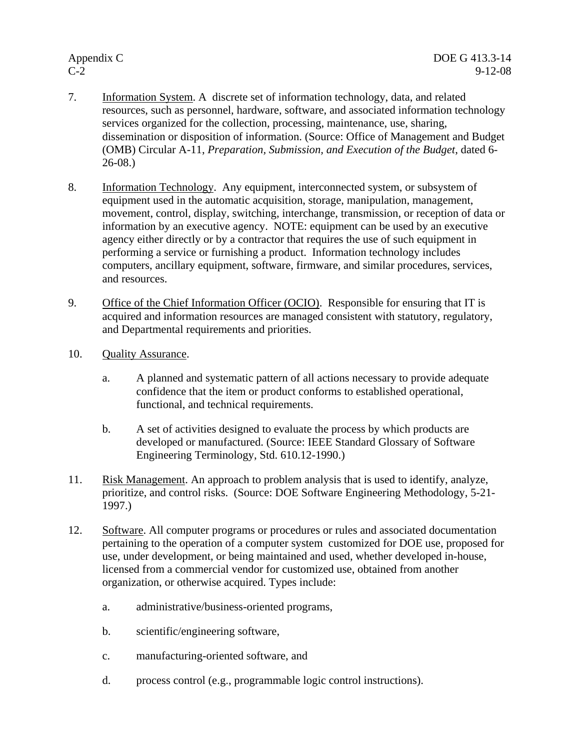7. Information System. A discrete set of information technology, data, and related resources, such as personnel, hardware, software, and associated information technology services organized for the collection, processing, maintenance, use, sharing, dissemination or disposition of information. (Source: Office of Management and Budget (OMB) Circular A-11, *Preparation, Submission, and Execution of the Budget*, dated 6-26-08.)

8. Information Technology. Any equipment, interconnected system, or subsystem of equipment used in the automatic acquisition, storage, manipulation, management, movement, control, display, switching, interchange, transmission, or reception of data or information by an executive agency. NOTE: equipment can be used by an executive agency either directly or by a contractor that requires the use of such equipment in performing a service or furnishing a product. Information technology includes computers, ancillary equipment, software, firmware, and similar procedures, services, and resources.

9. Office of the Chief Information Officer (OCIO). Responsible for ensuring that IT is acquired and information resources are managed consistent with statutory, regulatory, and Departmental requirements and priorities.

10. Quality Assurance.

    a. A planned and systematic pattern of all actions necessary to provide adequate confidence that the item or product conforms to established operational, functional, and technical requirements.

    b. A set of activities designed to evaluate the process by which products are developed or manufactured. (Source: IEEE Standard Glossary of Software Engineering Terminology, Std. 610.12-1990.)

11. Risk Management. An approach to problem analysis that is used to identify, analyze, prioritize, and control risks. (Source: DOE Software Engineering Methodology, 5-21-1997.)

12. Software. All computer programs or procedures or rules and associated documentation pertaining to the operation of a computer system customized for DOE use, proposed for use, under development, or being maintained and used, whether developed in-house, licensed from a commercial vendor for customized use, obtained from another organization, or otherwise acquired. Types include:

    a. administrative/business-oriented programs,

    b. scientific/engineering software,

    c. manufacturing-oriented software, and

    d. process control (e.g., programmable logic control instructions).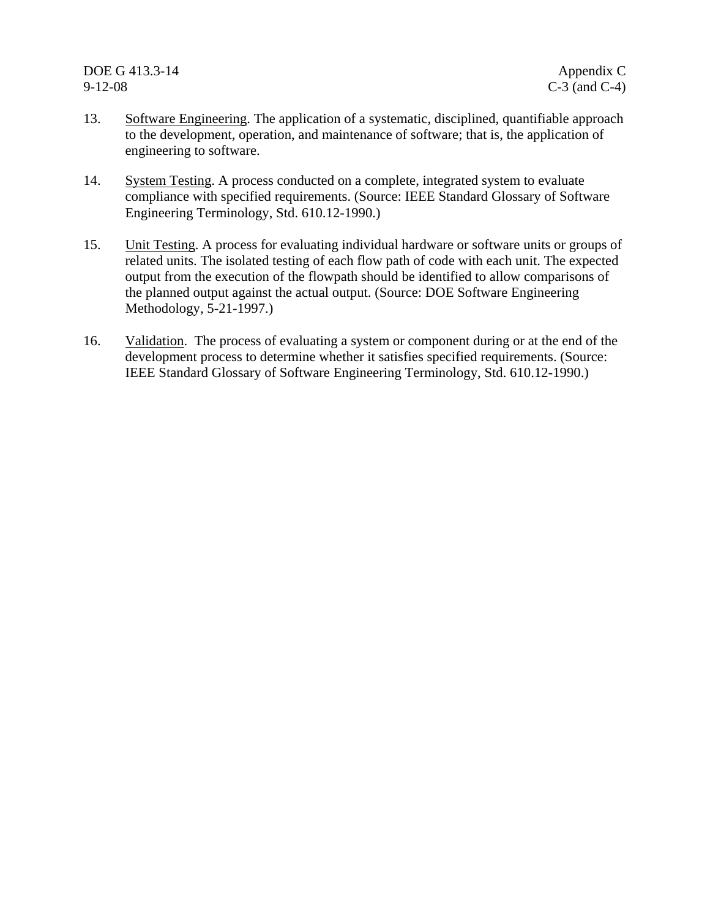13. <u>Software Engineering</u>. The application of a systematic, disciplined, quantifiable approach to the development, operation, and maintenance of software; that is, the application of engineering to software.

14. <u>System Testing</u>. A process conducted on a complete, integrated system to evaluate compliance with specified requirements. (Source: IEEE Standard Glossary of Software Engineering Terminology, Std. 610.12-1990.)

15. <u>Unit Testing</u>. A process for evaluating individual hardware or software units or groups of related units. The isolated testing of each flow path of code with each unit. The expected output from the execution of the flowpath should be identified to allow comparisons of the planned output against the actual output. (Source: DOE Software Engineering Methodology, 5-21-1997.)

16. <u>Validation</u>. The process of evaluating a system or component during or at the end of the development process to determine whether it satisfies specified requirements. (Source: IEEE Standard Glossary of Software Engineering Terminology, Std. 610.12-1990.)